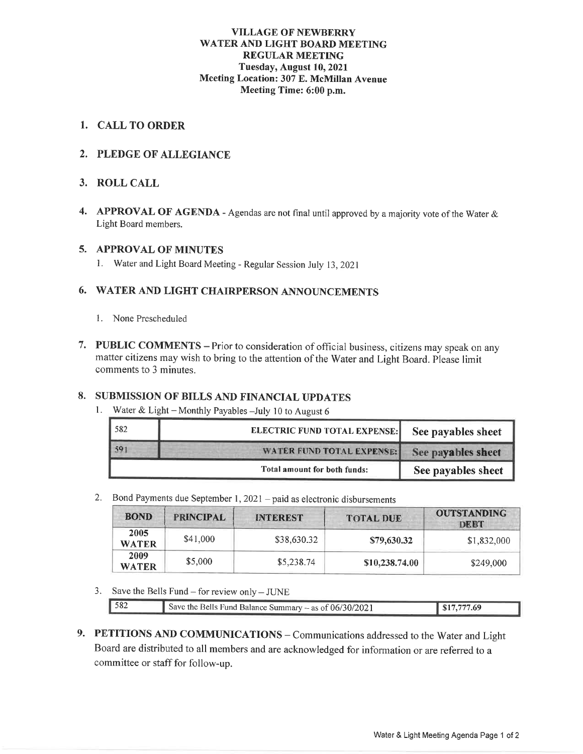**VILLAGE OF NEWBERRY**
**WATER AND LIGHT BOARD MEETING**
**REGULAR MEETING**
**Tuesday, August 10, 2021**
**Meeting Location: 307 E. McMillan Avenue**
**Meeting Time: 6:00 p.m.**

1. **CALL TO ORDER**

2. **PLEDGE OF ALLEGIANCE**

3. **ROLL CALL**

4. **APPROVAL OF AGENDA** - Agendas are not final until approved by a majority vote of the Water & Light Board members.

5. **APPROVAL OF MINUTES**
   1. Water and Light Board Meeting - Regular Session July 13, 2021

6. **WATER AND LIGHT CHAIRPERSON ANNOUNCEMENTS**
   1. None Prescheduled

7. **PUBLIC COMMENTS** – Prior to consideration of official business, citizens may speak on any matter citizens may wish to bring to the attention of the Water and Light Board. Please limit comments to 3 minutes.

8. **SUBMISSION OF BILLS AND FINANCIAL UPDATES**
   1. Water & Light – Monthly Payables –July 10 to August 6

| 582 | ELECTRIC FUND TOTAL EXPENSE: | See payables sheet |
|---|---|---|
| 591 | WATER FUND TOTAL EXPENSE: | See payables sheet |
| | Total amount for both funds: | See payables sheet |

   2. Bond Payments due September 1, 2021 – paid as electronic disbursements

| BOND | PRINCIPAL | INTEREST | TOTAL DUE | OUTSTANDING DEBT |
|---|---|---|---|---|
| 2005 WATER | $41,000 | $38,630.32 | $79,630.32 | $1,832,000 |
| 2009 WATER | $5,000 | $5,238.74 | $10,238.74.00 | $249,000 |

   3. Save the Bells Fund – for review only – JUNE

| 582 | Save the Bells Fund Balance Summary – as of 06/30/2021 | $17,777.69 |
|---|---|---|

9. **PETITIONS AND COMMUNICATIONS** – Communications addressed to the Water and Light Board are distributed to all members and are acknowledged for information or are referred to a committee or staff for follow-up.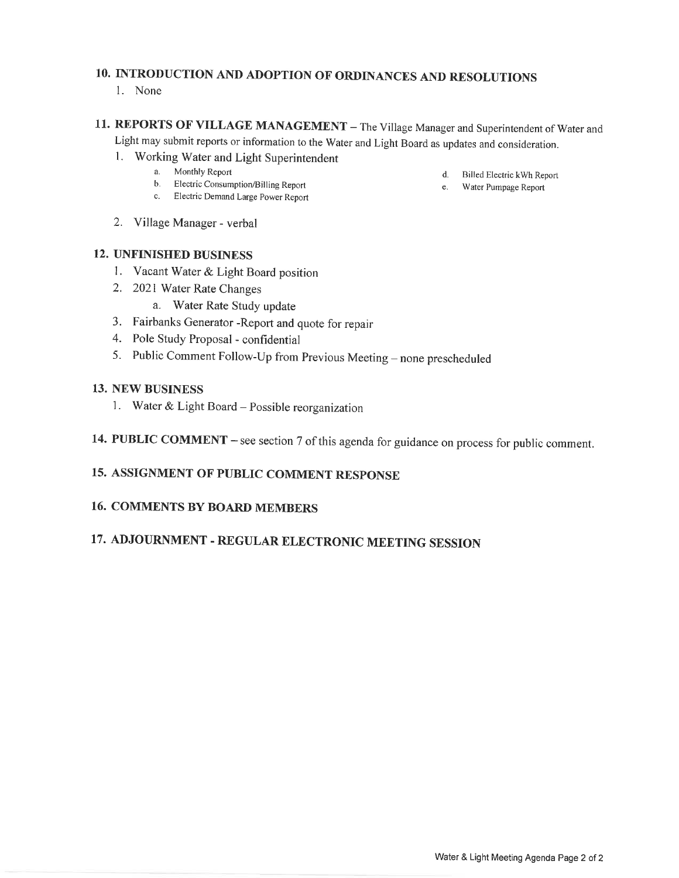## 10. INTRODUCTION AND ADOPTION OF ORDINANCES AND RESOLUTIONS

1. None

## 11. REPORTS OF VILLAGE MANAGEMENT – The Village Manager and Superintendent of Water and Light may submit reports or information to the Water and Light Board as updates and consideration.

1. Working Water and Light Superintendent
   a. Monthly Report
   b. Electric Consumption/Billing Report
   c. Electric Demand Large Power Report
   d. Billed Electric kWh Report
   e. Water Pumpage Report
2. Village Manager - verbal

## 12. UNFINISHED BUSINESS

1. Vacant Water & Light Board position
2. 2021 Water Rate Changes
   a. Water Rate Study update
3. Fairbanks Generator -Report and quote for repair
4. Pole Study Proposal - confidential
5. Public Comment Follow-Up from Previous Meeting – none prescheduled

## 13. NEW BUSINESS

1. Water & Light Board – Possible reorganization

## 14. PUBLIC COMMENT – see section 7 of this agenda for guidance on process for public comment.

## 15. ASSIGNMENT OF PUBLIC COMMENT RESPONSE

## 16. COMMENTS BY BOARD MEMBERS

## 17. ADJOURNMENT - REGULAR ELECTRONIC MEETING SESSION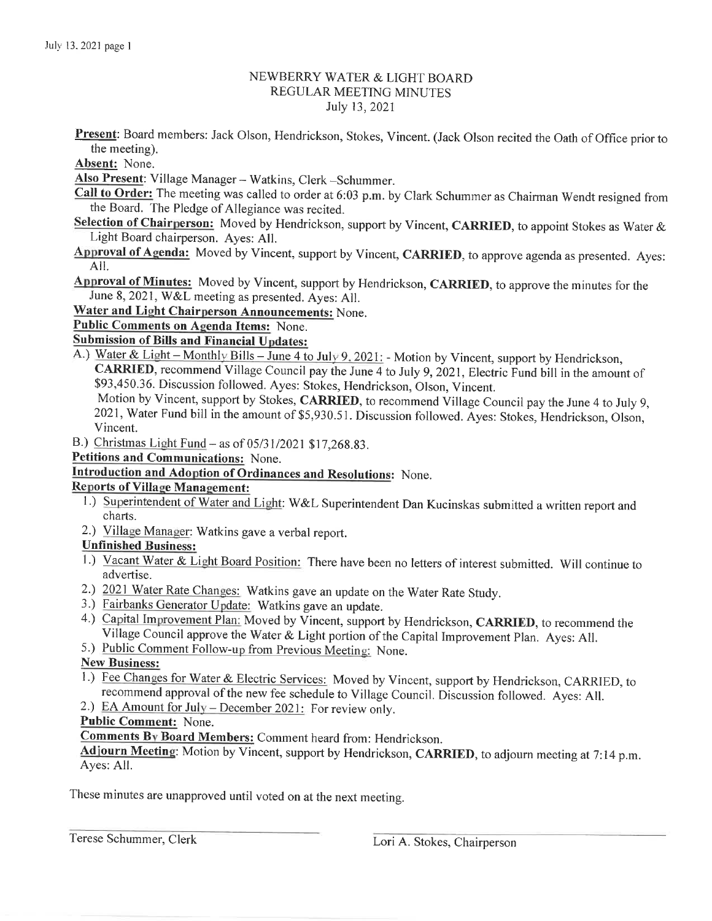# NEWBERRY WATER & LIGHT BOARD
## REGULAR MEETING MINUTES
### July 13, 2021

**Present**: Board members: Jack Olson, Hendrickson, Stokes, Vincent. (Jack Olson recited the Oath of Office prior to the meeting).

**Absent:** None.

**Also Present**: Village Manager – Watkins, Clerk –Schummer.

**Call to Order:** The meeting was called to order at 6:03 p.m. by Clark Schummer as Chairman Wendt resigned from the Board. The Pledge of Allegiance was recited.

**Selection of Chairperson:** Moved by Hendrickson, support by Vincent, **CARRIED**, to appoint Stokes as Water & Light Board chairperson. Ayes: All.

**Approval of Agenda:** Moved by Vincent, support by Vincent, **CARRIED**, to approve agenda as presented. Ayes: All.

**Approval of Minutes:** Moved by Vincent, support by Hendrickson, **CARRIED**, to approve the minutes for the June 8, 2021, W&L meeting as presented. Ayes: All.

**Water and Light Chairperson Announcements:** None.

**Public Comments on Agenda Items:** None.

**Submission of Bills and Financial Updates:**

A.) Water & Light – Monthly Bills – June 4 to July 9, 2021: - Motion by Vincent, support by Hendrickson, **CARRIED**, recommend Village Council pay the June 4 to July 9, 2021, Electric Fund bill in the amount of $93,450.36. Discussion followed. Ayes: Stokes, Hendrickson, Olson, Vincent.
Motion by Vincent, support by Stokes, **CARRIED**, to recommend Village Council pay the June 4 to July 9, 2021, Water Fund bill in the amount of $5,930.51. Discussion followed. Ayes: Stokes, Hendrickson, Olson, Vincent.

B.) Christmas Light Fund – as of 05/31/2021 $17,268.83.

**Petitions and Communications:** None.

**Introduction and Adoption of Ordinances and Resolutions:** None.

**Reports of Village Management:**

1.) Superintendent of Water and Light: W&L Superintendent Dan Kucinskas submitted a written report and charts.
2.) Village Manager: Watkins gave a verbal report.

**Unfinished Business:**

1.) Vacant Water & Light Board Position: There have been no letters of interest submitted. Will continue to advertise.
2.) 2021 Water Rate Changes: Watkins gave an update on the Water Rate Study.
3.) Fairbanks Generator Update: Watkins gave an update.
4.) Capital Improvement Plan: Moved by Vincent, support by Hendrickson, **CARRIED**, to recommend the Village Council approve the Water & Light portion of the Capital Improvement Plan. Ayes: All.
5.) Public Comment Follow-up from Previous Meeting: None.

**New Business:**

1.) Fee Changes for Water & Electric Services: Moved by Vincent, support by Hendrickson, CARRIED, to recommend approval of the new fee schedule to Village Council. Discussion followed. Ayes: All.
2.) EA Amount for July – December 2021: For review only.

**Public Comment:** None.

**Comments By Board Members:** Comment heard from: Hendrickson.

**Adjourn Meeting**: Motion by Vincent, support by Hendrickson, **CARRIED**, to adjourn meeting at 7:14 p.m. Ayes: All.

These minutes are unapproved until voted on at the next meeting.

Terese Schummer, Clerk

Lori A. Stokes, Chairperson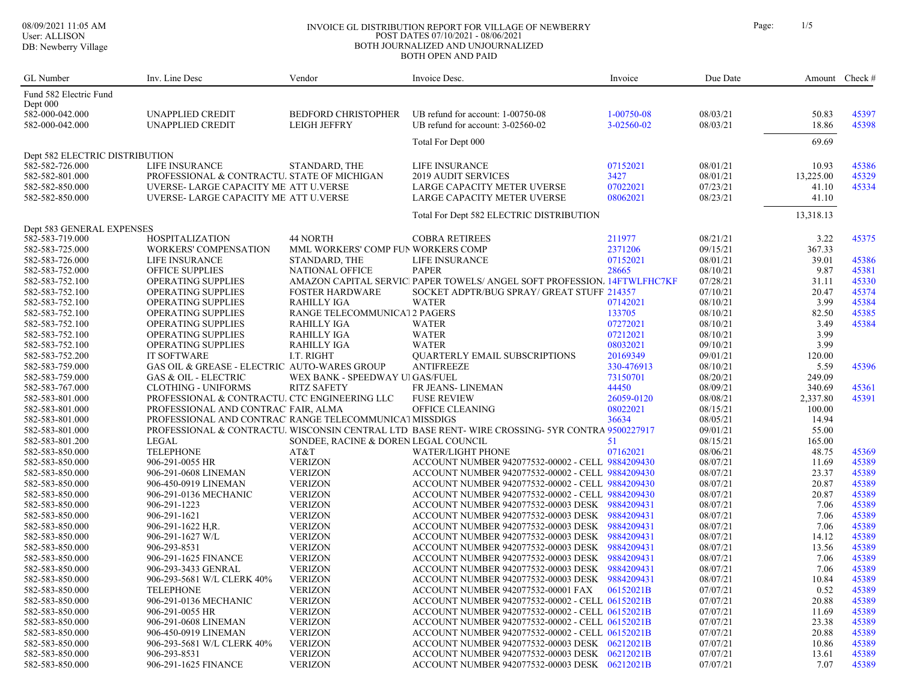INVOICE GL DISTRIBUTION REPORT FOR VILLAGE OF NEWBERRY
POST DATES 07/10/2021 - 08/06/2021
BOTH JOURNALIZED AND UNJOURNALIZED
BOTH OPEN AND PAID

08/09/2021 11:05 AM
User: ALLISON
DB: Newberry Village

| GL Number | Inv. Line Desc | Vendor | Invoice Desc. | Invoice | Due Date | Amount | Check # |
|---|---|---|---|---|---|---|---|
| Fund 582 Electric Fund | | | | | | | |
| Dept 000 | | | | | | | |
| 582-000-042.000 | UNAPPLIED CREDIT | BEDFORD CHRISTOPHER | UB refund for account: 1-00750-08 | 1-00750-08 | 08/03/21 | 50.83 | 45397 |
| 582-000-042.000 | UNAPPLIED CREDIT | LEIGH JEFFRY | UB refund for account: 3-02560-02 | 3-02560-02 | 08/03/21 | 18.86 | 45398 |
| | | | Total For Dept 000 | | | 69.69 | |
| Dept 582 ELECTRIC DISTRIBUTION | | | | | | | |
| 582-582-726.000 | LIFE INSURANCE | STANDARD, THE | LIFE INSURANCE | 07152021 | 08/01/21 | 10.93 | 45386 |
| 582-582-801.000 | PROFESSIONAL & CONTRACTU. | STATE OF MICHIGAN | 2019 AUDIT SERVICES | 3427 | 08/01/21 | 13,225.00 | 45329 |
| 582-582-850.000 | UVERSE- LARGE CAPACITY ME | ATT U.VERSE | LARGE CAPACITY METER UVERSE | 07022021 | 07/23/21 | 41.10 | 45334 |
| 582-582-850.000 | UVERSE- LARGE CAPACITY ME | ATT U.VERSE | LARGE CAPACITY METER UVERSE | 08062021 | 08/23/21 | 41.10 | |
| | | | Total For Dept 582 ELECTRIC DISTRIBUTION | | | 13,318.13 | |
| Dept 583 GENERAL EXPENSES | | | | | | | |
| 582-583-719.000 | HOSPITALIZATION | 44 NORTH | COBRA RETIREES | 211977 | 08/21/21 | 3.22 | 45375 |
| 582-583-725.000 | WORKERS' COMPENSATION | MML WORKERS' COMP FUN | WORKERS COMP | 2371206 | 09/15/21 | 367.33 | |
| 582-583-726.000 | LIFE INSURANCE | STANDARD, THE | LIFE INSURANCE | 07152021 | 08/01/21 | 39.01 | 45386 |
| 582-583-752.000 | OFFICE SUPPLIES | NATIONAL OFFICE | PAPER | 28665 | 08/10/21 | 9.87 | 45381 |
| 582-583-752.100 | OPERATING SUPPLIES | AMAZON CAPITAL SERVIC | PAPER TOWELS/ ANGEL SOFT PROFESSION. | 14FTWLFHC7KF | 07/28/21 | 31.11 | 45330 |
| 582-583-752.100 | OPERATING SUPPLIES | FOSTER HARDWARE | SOCKET ADPTR/BUG SPRAY/ GREAT STUFF | 214357 | 07/10/21 | 20.47 | 45374 |
| 582-583-752.100 | OPERATING SUPPLIES | RAHILLY IGA | WATER | 07142021 | 08/10/21 | 3.99 | 45384 |
| 582-583-752.100 | OPERATING SUPPLIES | RANGE TELECOMMUNICAT | 2 PAGERS | 133705 | 08/10/21 | 82.50 | 45385 |
| 582-583-752.100 | OPERATING SUPPLIES | RAHILLY IGA | WATER | 07272021 | 08/10/21 | 3.49 | 45384 |
| 582-583-752.100 | OPERATING SUPPLIES | RAHILLY IGA | WATER | 07212021 | 08/10/21 | 3.99 | |
| 582-583-752.100 | OPERATING SUPPLIES | RAHILLY IGA | WATER | 08032021 | 09/10/21 | 3.99 | |
| 582-583-752.200 | IT SOFTWARE | I.T. RIGHT | QUARTERLY EMAIL SUBSCRIPTIONS | 20169349 | 09/01/21 | 120.00 | |
| 582-583-759.000 | GAS OIL & GREASE - ELECTRIC | AUTO-WARES GROUP | ANTIFREEZE | 330-476913 | 08/10/21 | 5.59 | 45396 |
| 582-583-759.000 | GAS & OIL - ELECTRIC | WEX BANK - SPEEDWAY UI | GAS/FUEL | 73150701 | 08/20/21 | 249.09 | |
| 582-583-767.000 | CLOTHING - UNIFORMS | RITZ SAFETY | FR JEANS- LINEMAN | 44450 | 08/09/21 | 340.69 | 45361 |
| 582-583-801.000 | PROFESSIONAL & CONTRACTU. | CTC ENGINEERING LLC | FUSE REVIEW | 26059-0120 | 08/08/21 | 2,337.80 | 45391 |
| 582-583-801.000 | PROFESSIONAL AND CONTRAC | FAIR, ALMA | OFFICE CLEANING | 08022021 | 08/15/21 | 100.00 | |
| 582-583-801.000 | PROFESSIONAL AND CONTRAC | RANGE TELECOMMUNICAT | MISSDIGS | 36634 | 08/05/21 | 14.94 | |
| 582-583-801.000 | PROFESSIONAL & CONTRACTU. | WISCONSIN CENTRAL LTD | BASE RENT- WIRE CROSSING- 5YR CONTRA | 9500227917 | 09/01/21 | 55.00 | |
| 582-583-801.200 | LEGAL | SONDEE, RACINE & DOREN | LEGAL COUNCIL | 51 | 08/15/21 | 165.00 | |
| 582-583-850.000 | TELEPHONE | AT&T | WATER/LIGHT PHONE | 07162021 | 08/06/21 | 48.75 | 45369 |
| 582-583-850.000 | 906-291-0055 HR | VERIZON | ACCOUNT NUMBER 942077532-00002 - CELL | 9884209430 | 08/07/21 | 11.69 | 45389 |
| 582-583-850.000 | 906-291-0608 LINEMAN | VERIZON | ACCOUNT NUMBER 942077532-00002 - CELL | 9884209430 | 08/07/21 | 23.37 | 45389 |
| 582-583-850.000 | 906-450-0919 LINEMAN | VERIZON | ACCOUNT NUMBER 942077532-00002 - CELL | 9884209430 | 08/07/21 | 20.87 | 45389 |
| 582-583-850.000 | 906-291-0136 MECHANIC | VERIZON | ACCOUNT NUMBER 942077532-00002 - CELL | 9884209430 | 08/07/21 | 20.87 | 45389 |
| 582-583-850.000 | 906-291-1223 | VERIZON | ACCOUNT NUMBER 942077532-00003 DESK | 9884209431 | 08/07/21 | 7.06 | 45389 |
| 582-583-850.000 | 906-291-1621 | VERIZON | ACCOUNT NUMBER 942077532-00003 DESK | 9884209431 | 08/07/21 | 7.06 | 45389 |
| 582-583-850.000 | 906-291-1622 H,R. | VERIZON | ACCOUNT NUMBER 942077532-00003 DESK | 9884209431 | 08/07/21 | 7.06 | 45389 |
| 582-583-850.000 | 906-291-1627 W/L | VERIZON | ACCOUNT NUMBER 942077532-00003 DESK | 9884209431 | 08/07/21 | 14.12 | 45389 |
| 582-583-850.000 | 906-293-8531 | VERIZON | ACCOUNT NUMBER 942077532-00003 DESK | 9884209431 | 08/07/21 | 13.56 | 45389 |
| 582-583-850.000 | 906-291-1625 FINANCE | VERIZON | ACCOUNT NUMBER 942077532-00003 DESK | 9884209431 | 08/07/21 | 7.06 | 45389 |
| 582-583-850.000 | 906-293-3433 GENRAL | VERIZON | ACCOUNT NUMBER 942077532-00003 DESK | 9884209431 | 08/07/21 | 7.06 | 45389 |
| 582-583-850.000 | 906-293-5681 W/L CLERK 40% | VERIZON | ACCOUNT NUMBER 942077532-00003 DESK | 9884209431 | 08/07/21 | 10.84 | 45389 |
| 582-583-850.000 | TELEPHONE | VERIZON | ACCOUNT NUMBER 942077532-00001 FAX | 06152021B | 07/07/21 | 0.52 | 45389 |
| 582-583-850.000 | 906-291-0136 MECHANIC | VERIZON | ACCOUNT NUMBER 942077532-00002 - CELL | 06152021B | 07/07/21 | 20.88 | 45389 |
| 582-583-850.000 | 906-291-0055 HR | VERIZON | ACCOUNT NUMBER 942077532-00002 - CELL | 06152021B | 07/07/21 | 11.69 | 45389 |
| 582-583-850.000 | 906-291-0608 LINEMAN | VERIZON | ACCOUNT NUMBER 942077532-00002 - CELL | 06152021B | 07/07/21 | 23.38 | 45389 |
| 582-583-850.000 | 906-450-0919 LINEMAN | VERIZON | ACCOUNT NUMBER 942077532-00002 - CELL | 06152021B | 07/07/21 | 20.88 | 45389 |
| 582-583-850.000 | 906-293-5681 W/L CLERK 40% | VERIZON | ACCOUNT NUMBER 942077532-00003 DESK | 06212021B | 07/07/21 | 10.86 | 45389 |
| 582-583-850.000 | 906-293-8531 | VERIZON | ACCOUNT NUMBER 942077532-00003 DESK | 06212021B | 07/07/21 | 13.61 | 45389 |
| 582-583-850.000 | 906-291-1625 FINANCE | VERIZON | ACCOUNT NUMBER 942077532-00003 DESK | 06212021B | 07/07/21 | 7.07 | 45389 |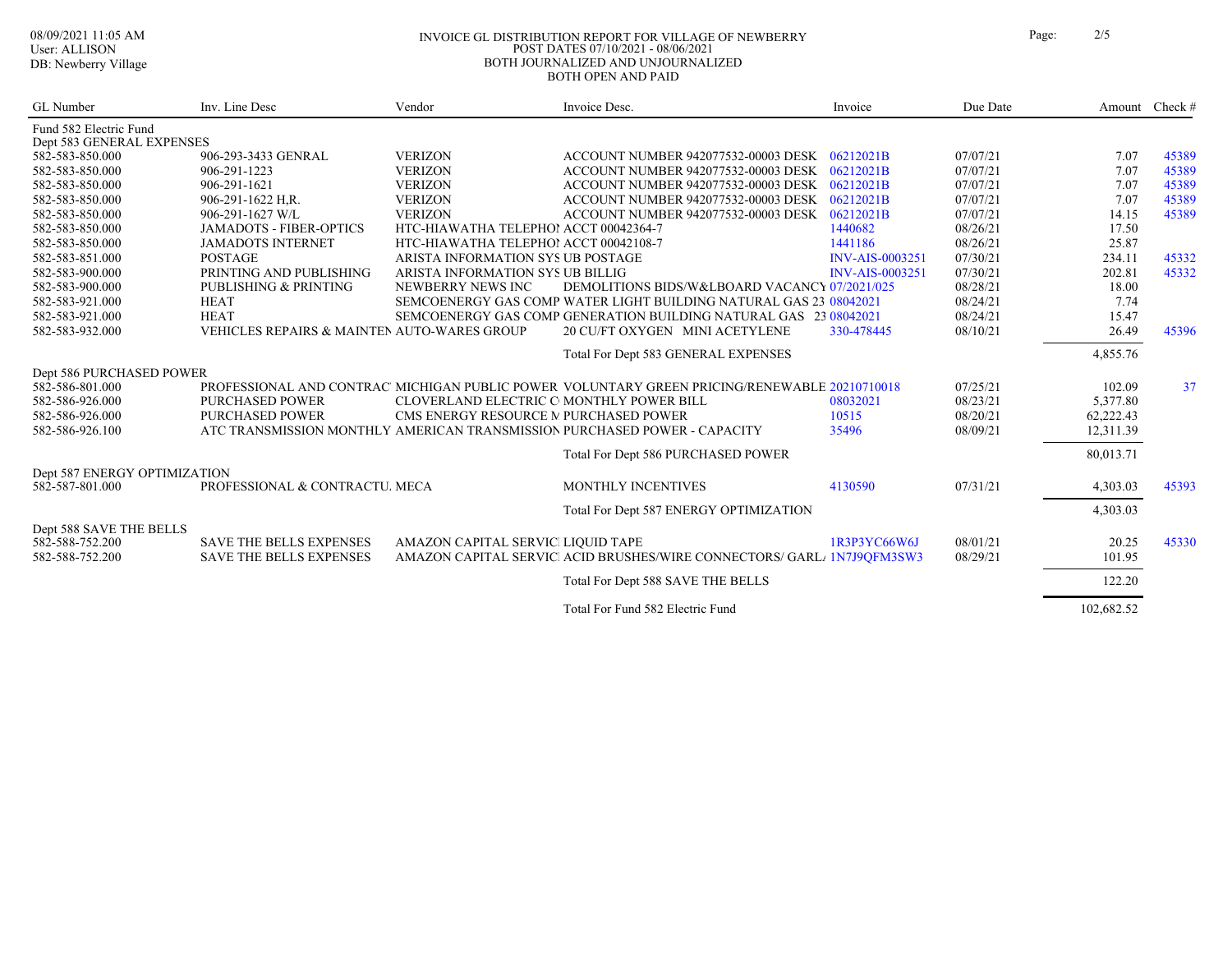INVOICE GL DISTRIBUTION REPORT FOR VILLAGE OF NEWBERRY
POST DATES 07/10/2021 - 08/06/2021
BOTH JOURNALIZED AND UNJOURNALIZED
BOTH OPEN AND PAID

08/09/2021 11:05 AM
User: ALLISON
DB: Newberry Village

| GL Number | Inv. Line Desc | Vendor | Invoice Desc. | Invoice | Due Date | Amount | Check # |
|---|---|---|---|---|---|---|---|
| **Fund 582 Electric Fund** | | | | | | | |
| **Dept 583 GENERAL EXPENSES** | | | | | | | |
| 582-583-850.000 | 906-293-3433 GENRAL | VERIZON | ACCOUNT NUMBER 942077532-00003 DESK | 06212021B | 07/07/21 | 7.07 | 45389 |
| 582-583-850.000 | 906-291-1223 | VERIZON | ACCOUNT NUMBER 942077532-00003 DESK | 06212021B | 07/07/21 | 7.07 | 45389 |
| 582-583-850.000 | 906-291-1621 | VERIZON | ACCOUNT NUMBER 942077532-00003 DESK | 06212021B | 07/07/21 | 7.07 | 45389 |
| 582-583-850.000 | 906-291-1622 H,R. | VERIZON | ACCOUNT NUMBER 942077532-00003 DESK | 06212021B | 07/07/21 | 7.07 | 45389 |
| 582-583-850.000 | 906-291-1627 W/L | VERIZON | ACCOUNT NUMBER 942077532-00003 DESK | 06212021B | 07/07/21 | 14.15 | 45389 |
| 582-583-850.000 | JAMADOTS - FIBER-OPTICS | HTC-HIAWATHA TELEPHO | ACCT 00042364-7 | 1440682 | 08/26/21 | 17.50 | |
| 582-583-850.000 | JAMADOTS INTERNET | HTC-HIAWATHA TELEPHO | ACCT 00042108-7 | 1441186 | 08/26/21 | 25.87 | |
| 582-583-851.000 | POSTAGE | ARISTA INFORMATION SYS | UB POSTAGE | INV-AIS-0003251 | 07/30/21 | 234.11 | 45332 |
| 582-583-900.000 | PRINTING AND PUBLISHING | ARISTA INFORMATION SYS | UB BILLIG | INV-AIS-0003251 | 07/30/21 | 202.81 | 45332 |
| 582-583-900.000 | PUBLISHING & PRINTING | NEWBERRY NEWS INC | DEMOLITIONS BIDS/W&LBOARD VACANCY | 07/2021/025 | 08/28/21 | 18.00 | |
| 582-583-921.000 | HEAT | SEMCOENERGY GAS COMP | WATER LIGHT BUILDING NATURAL GAS 23 | 08042021 | 08/24/21 | 7.74 | |
| 582-583-921.000 | HEAT | SEMCOENERGY GAS COMP | GENERATION BUILDING NATURAL GAS 23 | 08042021 | 08/24/21 | 15.47 | |
| 582-583-932.000 | VEHICLES REPAIRS & MAINTEN | AUTO-WARES GROUP | 20 CU/FT OXYGEN MINI ACETYLENE | 330-478445 | 08/10/21 | 26.49 | 45396 |
| | | | Total For Dept 583 GENERAL EXPENSES | | | 4,855.76 | |
| **Dept 586 PURCHASED POWER** | | | | | | | |
| 582-586-801.000 | PROFESSIONAL AND CONTRAC | MICHIGAN PUBLIC POWER | VOLUNTARY GREEN PRICING/RENEWABLE | 20210710018 | 07/25/21 | 102.09 | 37 |
| 582-586-926.000 | PURCHASED POWER | CLOVERLAND ELECTRIC C | MONTHLY POWER BILL | 08032021 | 08/23/21 | 5,377.80 | |
| 582-586-926.000 | PURCHASED POWER | CMS ENERGY RESOURCE M | PURCHASED POWER | 10515 | 08/20/21 | 62,222.43 | |
| 582-586-926.100 | ATC TRANSMISSION MONTHLY | AMERICAN TRANSMISSION | PURCHASED POWER - CAPACITY | 35496 | 08/09/21 | 12,311.39 | |
| | | | Total For Dept 586 PURCHASED POWER | | | 80,013.71 | |
| **Dept 587 ENERGY OPTIMIZATION** | | | | | | | |
| 582-587-801.000 | PROFESSIONAL & CONTRACTU. | MECA | MONTHLY INCENTIVES | 4130590 | 07/31/21 | 4,303.03 | 45393 |
| | | | Total For Dept 587 ENERGY OPTIMIZATION | | | 4,303.03 | |
| **Dept 588 SAVE THE BELLS** | | | | | | | |
| 582-588-752.200 | SAVE THE BELLS EXPENSES | AMAZON CAPITAL SERVIC | LIQUID TAPE | 1R3P3YC66W6J | 08/01/21 | 20.25 | 45330 |
| 582-588-752.200 | SAVE THE BELLS EXPENSES | AMAZON CAPITAL SERVIC | ACID BRUSHES/WIRE CONNECTORS/ GARL | 1N7J9QFM3SW3 | 08/29/21 | 101.95 | |
| | | | Total For Dept 588 SAVE THE BELLS | | | 122.20 | |
| | | | Total For Fund 582 Electric Fund | | | 102,682.52 | |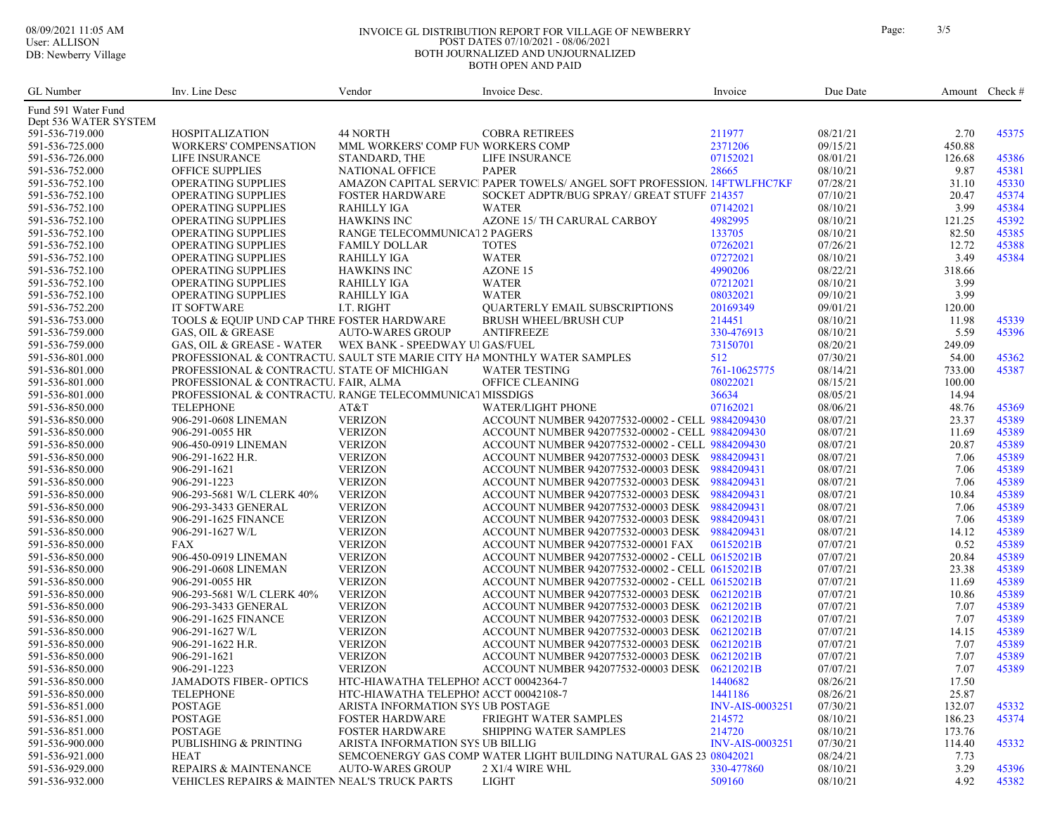INVOICE GL DISTRIBUTION REPORT FOR VILLAGE OF NEWBERRY
POST DATES 07/10/2021 - 08/06/2021
BOTH JOURNALIZED AND UNJOURNALIZED
BOTH OPEN AND PAID

08/09/2021 11:05 AM
User: ALLISON
DB: Newberry Village

| GL Number | Inv. Line Desc | Vendor | Invoice Desc. | Invoice | Due Date | Amount | Check # |
|---|---|---|---|---|---|---|---|
| Fund 591 Water Fund | | | | | | | |
| Dept 536 WATER SYSTEM | | | | | | | |
| 591-536-719.000 | HOSPITALIZATION | 44 NORTH | COBRA RETIREES | 211977 | 08/21/21 | 2.70 | 45375 |
| 591-536-725.000 | WORKERS' COMPENSATION | MML WORKERS' COMP FUN | WORKERS COMP | 2371206 | 09/15/21 | 450.88 | |
| 591-536-726.000 | LIFE INSURANCE | STANDARD, THE | LIFE INSURANCE | 07152021 | 08/01/21 | 126.68 | 45386 |
| 591-536-752.000 | OFFICE SUPPLIES | NATIONAL OFFICE | PAPER | 28665 | 08/10/21 | 9.87 | 45381 |
| 591-536-752.100 | OPERATING SUPPLIES | AMAZON CAPITAL SERVIC | PAPER TOWELS/ ANGEL SOFT PROFESSION. | 14FTWLFHC7KF | 07/28/21 | 31.10 | 45330 |
| 591-536-752.100 | OPERATING SUPPLIES | FOSTER HARDWARE | SOCKET ADPTR/BUG SPRAY/ GREAT STUFF | 214357 | 07/10/21 | 20.47 | 45374 |
| 591-536-752.100 | OPERATING SUPPLIES | RAHILLY IGA | WATER | 07142021 | 08/10/21 | 3.99 | 45384 |
| 591-536-752.100 | OPERATING SUPPLIES | HAWKINS INC | AZONE 15/ TH CARURAL CARBOY | 4982995 | 08/10/21 | 121.25 | 45392 |
| 591-536-752.100 | OPERATING SUPPLIES | RANGE TELECOMMUNICAT | 2 PAGERS | 133705 | 08/10/21 | 82.50 | 45385 |
| 591-536-752.100 | OPERATING SUPPLIES | FAMILY DOLLAR | TOTES | 07262021 | 07/26/21 | 12.72 | 45388 |
| 591-536-752.100 | OPERATING SUPPLIES | RAHILLY IGA | WATER | 07272021 | 08/10/21 | 3.49 | 45384 |
| 591-536-752.100 | OPERATING SUPPLIES | HAWKINS INC | AZONE 15 | 4990206 | 08/22/21 | 318.66 | |
| 591-536-752.100 | OPERATING SUPPLIES | RAHILLY IGA | WATER | 07212021 | 08/10/21 | 3.99 | |
| 591-536-752.100 | OPERATING SUPPLIES | RAHILLY IGA | WATER | 08032021 | 09/10/21 | 3.99 | |
| 591-536-752.200 | IT SOFTWARE | I.T. RIGHT | QUARTERLY EMAIL SUBSCRIPTIONS | 20169349 | 09/01/21 | 120.00 | |
| 591-536-753.000 | TOOLS & EQUIP UND CAP THRE | FOSTER HARDWARE | BRUSH WHEEL/BRUSH CUP | 214451 | 08/10/21 | 11.98 | 45339 |
| 591-536-759.000 | GAS, OIL & GREASE | AUTO-WARES GROUP | ANTIFREEZE | 330-476913 | 08/10/21 | 5.59 | 45396 |
| 591-536-759.000 | GAS, OIL & GREASE - WATER | WEX BANK - SPEEDWAY UI | GAS/FUEL | 73150701 | 08/20/21 | 249.09 | |
| 591-536-801.000 | PROFESSIONAL & CONTRACTU. | SAULT STE MARIE CITY HA | MONTHLY WATER SAMPLES | 512 | 07/30/21 | 54.00 | 45362 |
| 591-536-801.000 | PROFESSIONAL & CONTRACTU. | STATE OF MICHIGAN | WATER TESTING | 761-10625775 | 08/14/21 | 733.00 | 45387 |
| 591-536-801.000 | PROFESSIONAL & CONTRACTU. | FAIR, ALMA | OFFICE CLEANING | 08022021 | 08/15/21 | 100.00 | |
| 591-536-801.000 | PROFESSIONAL & CONTRACTU. | RANGE TELECOMMUNICAT | MISSDIGS | 36634 | 08/05/21 | 14.94 | |
| 591-536-850.000 | TELEPHONE | AT&T | WATER/LIGHT PHONE | 07162021 | 08/06/21 | 48.76 | 45369 |
| 591-536-850.000 | 906-291-0608 LINEMAN | VERIZON | ACCOUNT NUMBER 942077532-00002 - CELL | 9884209430 | 08/07/21 | 23.37 | 45389 |
| 591-536-850.000 | 906-291-0055 HR | VERIZON | ACCOUNT NUMBER 942077532-00002 - CELL | 9884209430 | 08/07/21 | 11.69 | 45389 |
| 591-536-850.000 | 906-450-0919 LINEMAN | VERIZON | ACCOUNT NUMBER 942077532-00002 - CELL | 9884209430 | 08/07/21 | 20.87 | 45389 |
| 591-536-850.000 | 906-291-1622 H.R. | VERIZON | ACCOUNT NUMBER 942077532-00003 DESK | 9884209431 | 08/07/21 | 7.06 | 45389 |
| 591-536-850.000 | 906-291-1621 | VERIZON | ACCOUNT NUMBER 942077532-00003 DESK | 9884209431 | 08/07/21 | 7.06 | 45389 |
| 591-536-850.000 | 906-291-1223 | VERIZON | ACCOUNT NUMBER 942077532-00003 DESK | 9884209431 | 08/07/21 | 7.06 | 45389 |
| 591-536-850.000 | 906-293-5681 W/L CLERK 40% | VERIZON | ACCOUNT NUMBER 942077532-00003 DESK | 9884209431 | 08/07/21 | 10.84 | 45389 |
| 591-536-850.000 | 906-293-3433 GENERAL | VERIZON | ACCOUNT NUMBER 942077532-00003 DESK | 9884209431 | 08/07/21 | 7.06 | 45389 |
| 591-536-850.000 | 906-291-1625 FINANCE | VERIZON | ACCOUNT NUMBER 942077532-00003 DESK | 9884209431 | 08/07/21 | 7.06 | 45389 |
| 591-536-850.000 | 906-291-1627 W/L | VERIZON | ACCOUNT NUMBER 942077532-00003 DESK | 9884209431 | 08/07/21 | 14.12 | 45389 |
| 591-536-850.000 | FAX | VERIZON | ACCOUNT NUMBER 942077532-00001 FAX | 06152021B | 07/07/21 | 0.52 | 45389 |
| 591-536-850.000 | 906-450-0919 LINEMAN | VERIZON | ACCOUNT NUMBER 942077532-00002 - CELL | 06152021B | 07/07/21 | 20.84 | 45389 |
| 591-536-850.000 | 906-291-0608 LINEMAN | VERIZON | ACCOUNT NUMBER 942077532-00002 - CELL | 06152021B | 07/07/21 | 23.38 | 45389 |
| 591-536-850.000 | 906-291-0055 HR | VERIZON | ACCOUNT NUMBER 942077532-00002 - CELL | 06152021B | 07/07/21 | 11.69 | 45389 |
| 591-536-850.000 | 906-293-5681 W/L CLERK 40% | VERIZON | ACCOUNT NUMBER 942077532-00003 DESK | 06212021B | 07/07/21 | 10.86 | 45389 |
| 591-536-850.000 | 906-293-3433 GENERAL | VERIZON | ACCOUNT NUMBER 942077532-00003 DESK | 06212021B | 07/07/21 | 7.07 | 45389 |
| 591-536-850.000 | 906-291-1625 FINANCE | VERIZON | ACCOUNT NUMBER 942077532-00003 DESK | 06212021B | 07/07/21 | 7.07 | 45389 |
| 591-536-850.000 | 906-291-1627 W/L | VERIZON | ACCOUNT NUMBER 942077532-00003 DESK | 06212021B | 07/07/21 | 14.15 | 45389 |
| 591-536-850.000 | 906-291-1622 H.R. | VERIZON | ACCOUNT NUMBER 942077532-00003 DESK | 06212021B | 07/07/21 | 7.07 | 45389 |
| 591-536-850.000 | 906-291-1621 | VERIZON | ACCOUNT NUMBER 942077532-00003 DESK | 06212021B | 07/07/21 | 7.07 | 45389 |
| 591-536-850.000 | 906-291-1223 | VERIZON | ACCOUNT NUMBER 942077532-00003 DESK | 06212021B | 07/07/21 | 7.07 | 45389 |
| 591-536-850.000 | JAMADOTS FIBER- OPTICS | HTC-HIAWATHA TELEPHOI | ACCT 00042364-7 | 1440682 | 08/26/21 | 17.50 | |
| 591-536-850.000 | TELEPHONE | HTC-HIAWATHA TELEPHOI | ACCT 00042108-7 | 1441186 | 08/26/21 | 25.87 | |
| 591-536-851.000 | POSTAGE | ARISTA INFORMATION SYS | UB POSTAGE | INV-AIS-0003251 | 07/30/21 | 132.07 | 45332 |
| 591-536-851.000 | POSTAGE | FOSTER HARDWARE | FRIEGHT WATER SAMPLES | 214572 | 08/10/21 | 186.23 | 45374 |
| 591-536-851.000 | POSTAGE | FOSTER HARDWARE | SHIPPING WATER SAMPLES | 214720 | 08/10/21 | 173.76 | |
| 591-536-900.000 | PUBLISHING & PRINTING | ARISTA INFORMATION SYS | UB BILLIG | INV-AIS-0003251 | 07/30/21 | 114.40 | 45332 |
| 591-536-921.000 | HEAT | SEMCOENERGY GAS COMP | WATER LIGHT BUILDING NATURAL GAS 23 | 08042021 | 08/24/21 | 7.73 | |
| 591-536-929.000 | REPAIRS & MAINTENANCE | AUTO-WARES GROUP | 2 X1/4 WIRE WHL | 330-477860 | 08/10/21 | 3.29 | 45396 |
| 591-536-932.000 | VEHICLES REPAIRS & MAINTEN | NEAL'S TRUCK PARTS | LIGHT | 509160 | 08/10/21 | 4.92 | 45382 |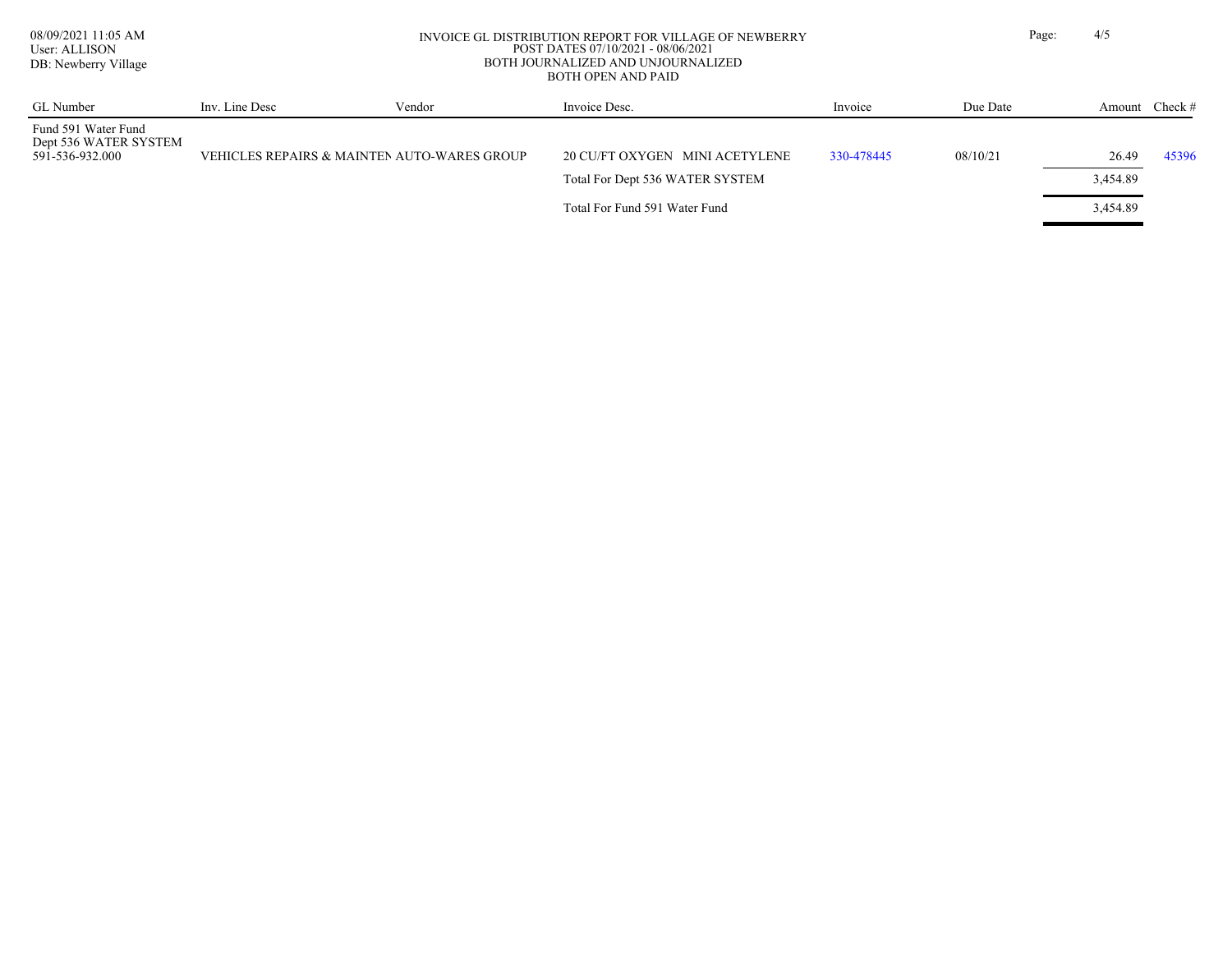# INVOICE GL DISTRIBUTION REPORT FOR VILLAGE OF NEWBERRY

POST DATES 07/10/2021 - 08/06/2021
BOTH JOURNALIZED AND UNJOURNALIZED
BOTH OPEN AND PAID

08/09/2021 11:05 AM
User: ALLISON
DB: Newberry Village

| GL Number | Inv. Line Desc | Vendor | Invoice Desc. | Invoice | Due Date | Amount | Check # |
|---|---|---|---|---|---|---|---|
| Fund 591 Water Fund | | | | | | | |
| Dept 536 WATER SYSTEM | | | | | | | |
| 591-536-932.000 | VEHICLES REPAIRS & MAINTEN | AUTO-WARES GROUP | 20 CU/FT OXYGEN MINI ACETYLENE | 330-478445 | 08/10/21 | 26.49 | 45396 |
| | | | Total For Dept 536 WATER SYSTEM | | | 3,454.89 | |
| | | | Total For Fund 591 Water Fund | | | 3,454.89 | |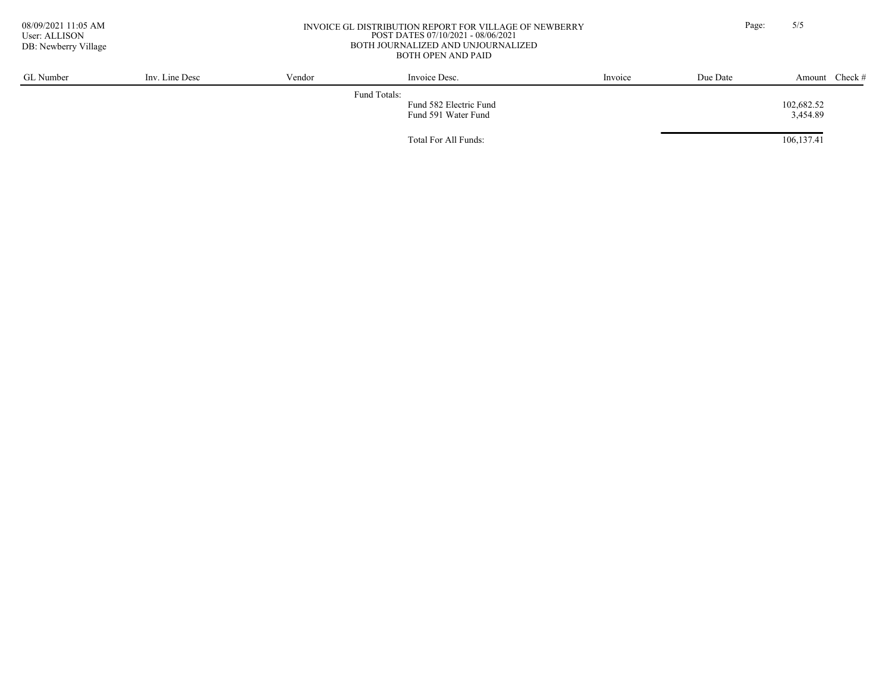# INVOICE GL DISTRIBUTION REPORT FOR VILLAGE OF NEWBERRY

POST DATES 07/10/2021 - 08/06/2021
BOTH JOURNALIZED AND UNJOURNALIZED
BOTH OPEN AND PAID

08/09/2021 11:05 AM
User: ALLISON
DB: Newberry Village

| GL Number | Inv. Line Desc | Vendor | Invoice Desc. | Invoice | Due Date | Amount | Check # |
|---|---|---|---|---|---|---|---|
| | | Fund Totals: | | | | | |
| | | | Fund 582 Electric Fund | | | 102,682.52 | |
| | | | Fund 591 Water Fund | | | 3,454.89 | |
| | | | Total For All Funds: | | | 106,137.41 | |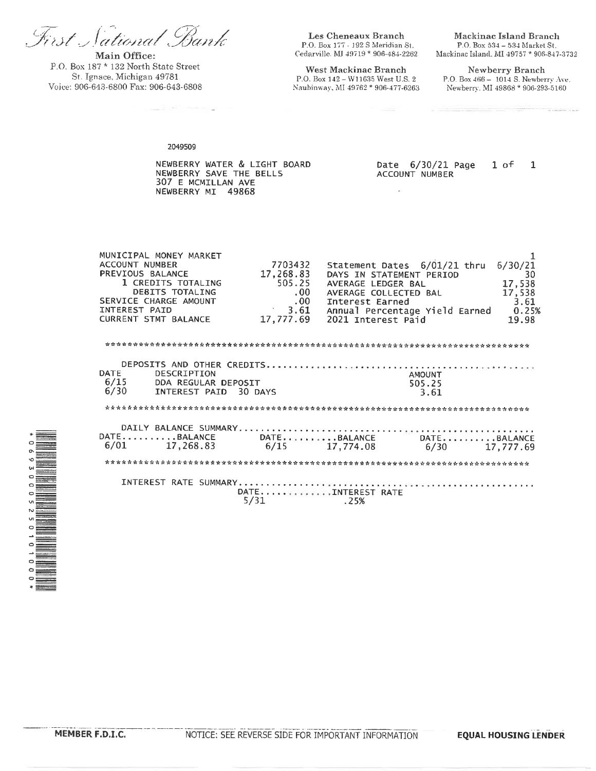# First National Bank

**Main Office:**
P.O. Box 187 * 132 North State Street
St. Ignace, Michigan 49781
Voice: 906-643-6800 Fax: 906-643-6808

**Les Cheneaux Branch**
P.O. Box 177 - 192 S Meridian St.
Cedarville, MI 49719 * 906-484-2262

**West Mackinac Branch**
P.O. Box 142 – W11635 West U.S. 2
Naubinway, MI 49762 * 906-477-6263

**Mackinac Island Branch**
P.O. Box 534 – 534 Market St.
Mackinac Island, MI 49757 * 906-847-3732

**Newberry Branch**
P.O. Box 466 – 1014 S. Newberry Ave.
Newberry, MI 49868 * 906-293-5160

2049509

NEWBERRY WATER & LIGHT BOARD
NEWBERRY SAVE THE BELLS
307 E MCMILLAN AVE
NEWBERRY MI 49868

Date 6/30/21 Page 1 of 1
ACCOUNT NUMBER

MUNICIPAL MONEY MARKET

| | | | |
|---|---|---|---|
| ACCOUNT NUMBER | 7703432 | Statement Dates 6/01/21 thru | 6/30/21 |
| PREVIOUS BALANCE | 17,268.83 | DAYS IN STATEMENT PERIOD | 30 |
| 1 CREDITS TOTALING | 505.25 | AVERAGE LEDGER BAL | 17,538 |
| DEBITS TOTALING | .00 | AVERAGE COLLECTED BAL | 17,538 |
| SERVICE CHARGE AMOUNT | .00 | Interest Earned | 3.61 |
| INTEREST PAID | 3.61 | Annual Percentage Yield Earned | 0.25% |
| CURRENT STMT BALANCE | 17,777.69 | 2021 Interest Paid | 19.98 |

DEPOSITS AND OTHER CREDITS

| DATE | DESCRIPTION | AMOUNT |
|---|---|---|
| 6/15 | DDA REGULAR DEPOSIT | 505.25 |
| 6/30 | INTEREST PAID 30 DAYS | 3.61 |

DAILY BALANCE SUMMARY

| DATE | BALANCE | DATE | BALANCE | DATE | BALANCE |
|---|---|---|---|---|---|
| 6/01 | 17,268.83 | 6/15 | 17,774.08 | 6/30 | 17,777.69 |

INTEREST RATE SUMMARY

| DATE | INTEREST RATE |
|---|---|
| 5/31 | .25% |

MEMBER F.D.I.C. NOTICE: SEE REVERSE SIDE FOR IMPORTANT INFORMATION EQUAL HOUSING LENDER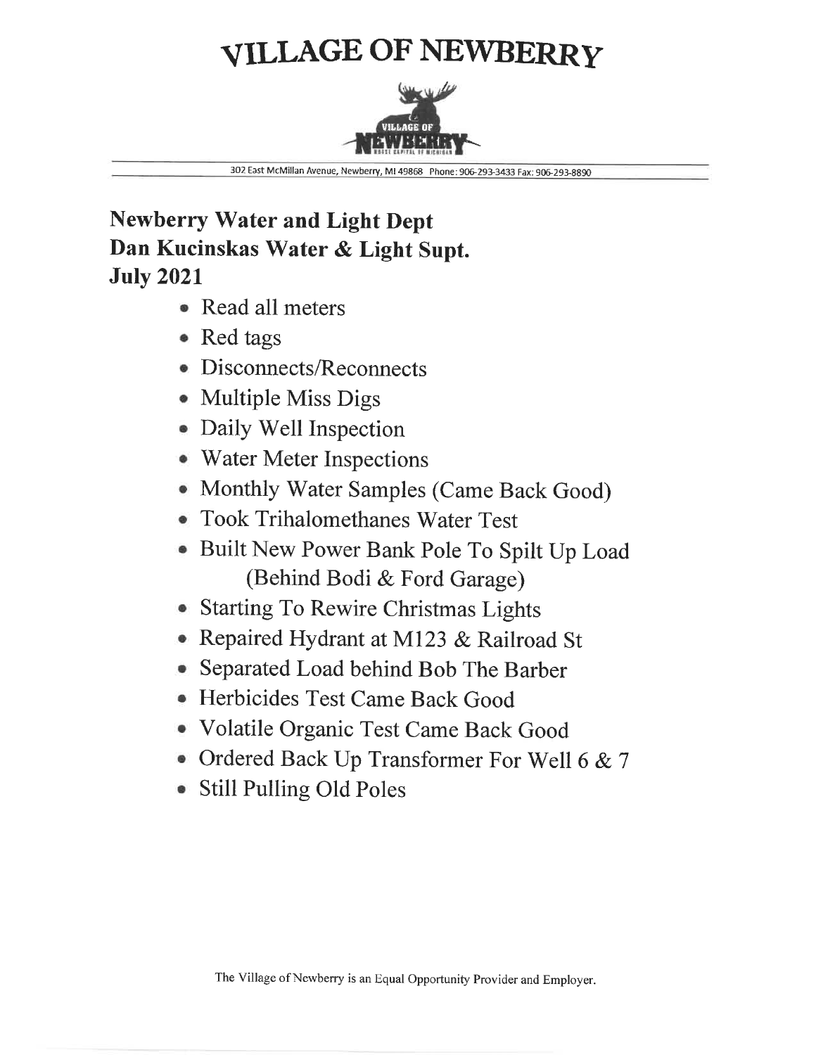# VILLAGE OF NEWBERRY

302 East McMillan Avenue, Newberry, MI 49868 Phone: 906-293-3433 Fax: 906-293-8890

**Newberry Water and Light Dept**
**Dan Kucinskas Water & Light Supt.**
**July 2021**

- Read all meters
- Red tags
- Disconnects/Reconnects
- Multiple Miss Digs
- Daily Well Inspection
- Water Meter Inspections
- Monthly Water Samples (Came Back Good)
- Took Trihalomethanes Water Test
- Built New Power Bank Pole To Spilt Up Load (Behind Bodi & Ford Garage)
- Starting To Rewire Christmas Lights
- Repaired Hydrant at M123 & Railroad St
- Separated Load behind Bob The Barber
- Herbicides Test Came Back Good
- Volatile Organic Test Came Back Good
- Ordered Back Up Transformer For Well 6 & 7
- Still Pulling Old Poles

The Village of Newberry is an Equal Opportunity Provider and Employer.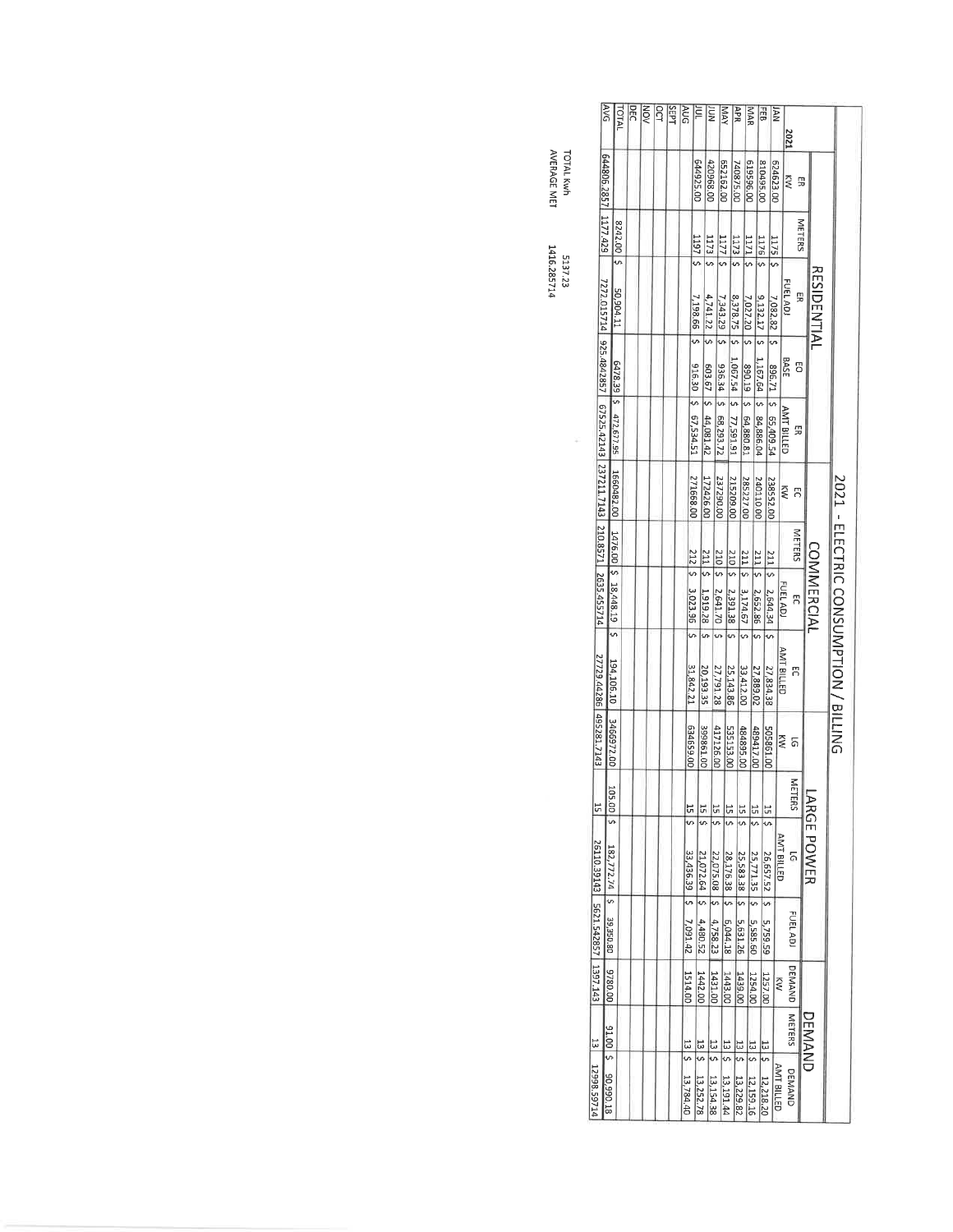# 2021 - ELECTRIC CONSUMPTION / BILLING

| | RESIDENTIAL | | | | | COMMERCIAL | | | | LARGE POWER | | | | DEMAND | | |
|---|---|---|---|---|---|---|---|---|---|---|---|---|---|---|---|---|
| 2021 | ER KW | METERS | ER FUEL ADJ | EO BASE | ER AMT BILLED | EC KW | METERS | EC FUEL ADJ | EC AMT BILLED | LG KW | METERS | LG AMT BILLED | FUEL ADJ | DEMAND KW | METERS | DEMAND AMT BILLED |
| JAN | 624623.00 | 1175 | $ 7,082.82 | $ 896.71 | $ 65,409.54 | 228552.00 | 211 | $ 2,640.34 | $ 27,834.38 | 505861.00 | 15 | $ 26,657.52 | $ 5,759.59 | 1257.00 | 13 | $ 12,218.20 |
| FEB | 810495.00 | 1176 | $ 9,132.17 | $ 1,167.64 | $ 84,886.04 | 240110.00 | 211 | $ 2,652.86 | $ 27,889.02 | 489417.00 | 15 | $ 25,771.35 | $ 5,585.60 | 1254.00 | 13 | $ 12,159.16 |
| MAR | 619596.00 | 1171 | $ 7,027.20 | $ 890.19 | $ 64,880.81 | 285227.00 | 211 | $ 3,174.67 | $ 33,412.00 | 484895.00 | 15 | $ 25,583.38 | $ 5,631.26 | 1439.00 | 13 | $ 13,229.82 |
| APR | 740875.00 | 1173 | $ 8,378.75 | $ 1,067.54 | $ 77,591.91 | 215209.00 | 210 | $ 2,391.38 | $ 25,143.86 | 535153.00 | 15 | $ 28,176.38 | $ 6,044.18 | 1443.00 | 13 | $ 13,191.44 |
| MAY | 652162.00 | 1177 | $ 7,343.29 | $ 936.34 | $ 68,293.72 | 237290.00 | 210 | $ 2,641.70 | $ 27,791.28 | 417126.00 | 15 | $ 22,075.08 | $ 4,758.23 | 1431.00 | 13 | $ 13,154.38 |
| JUN | 420968.00 | 1173 | $ 4,741.22 | $ 603.67 | $ 44,081.42 | 172426.00 | 211 | $ 1,919.28 | $ 20,193.35 | 399861.00 | 15 | $ 21,072.64 | $ 4,480.52 | 1442.00 | 13 | $ 13,252.78 |
| JUL | 644925.00 | 1197 | $ 7,198.66 | $ 916.30 | $ 67,534.51 | 271668.00 | 212 | $ 3,023.96 | $ 31,842.21 | 634659.00 | 15 | $ 33,436.39 | $ 7,091.42 | 1514.00 | 13 | $ 13,784.40 |
| AUG | | | | | | | | | | | | | | | | |
| SEPT | | | | | | | | | | | | | | | | |
| OCT | | | | | | | | | | | | | | | | |
| NOV | | | | | | | | | | | | | | | | |
| DEC | | | | | | | | | | | | | | | | |
| TOTAL | | 8242.00 | $ 50,904.11 | 6478.39 | $ 472,677.95 | 1660482.00 | 1476.00 | $ 18,448.19 | $ 194,106.10 | 3466972.00 | 105.00 | $ 182,772.74 | $ 39,350.80 | 9780.00 | 91.00 | $ 90,990.18 |
| AVG | 644806.2857 | 1177.429 | 7272.015714 | 925.4842857 | 67525.42143 | 237211.7143 | 210.8571 | 2635.455714 | 27729.44286 | 495281.7143 | 15 | 26110.39143 | 5621.542857 | 1397.143 | 13 | 12998.59714 |

TOTAL KWH 5137.23
AVERAGE MET 1416.285714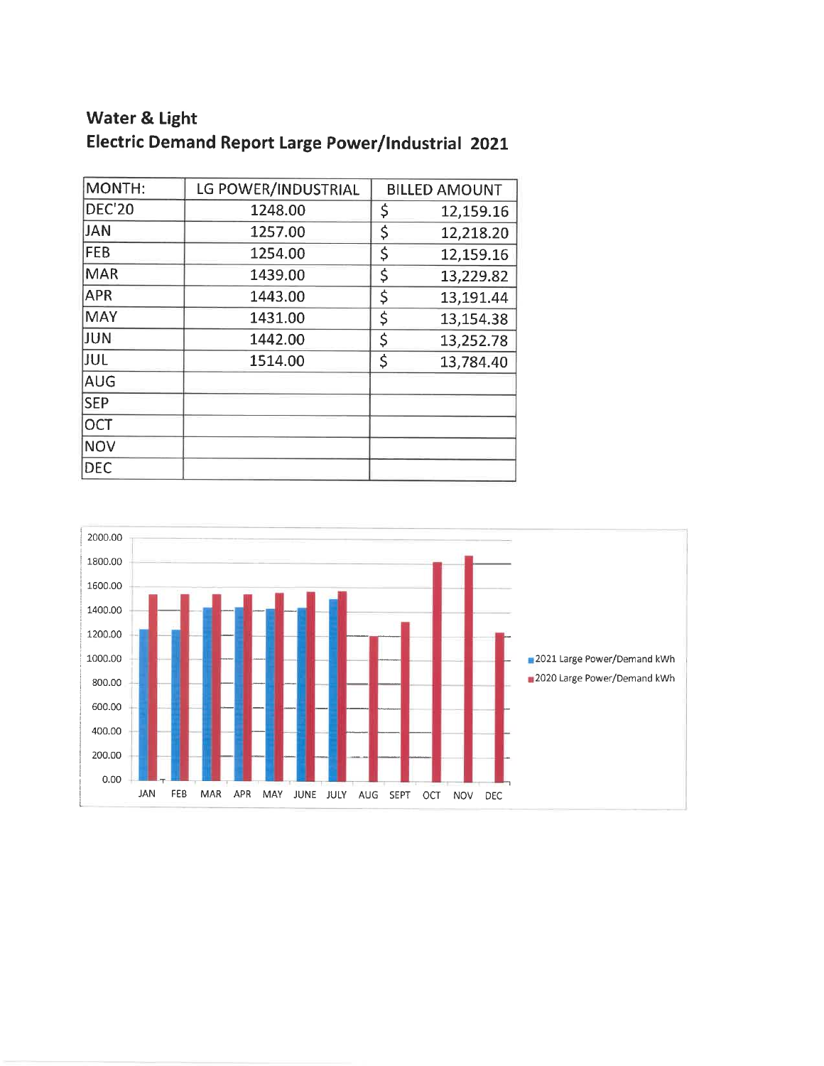## Water & Light
## Electric Demand Report Large Power/Industrial 2021

| MONTH: | LG POWER/INDUSTRIAL | BILLED AMOUNT |
|---|---|---|
| DEC'20 | 1248.00 | $ 12,159.16 |
| JAN | 1257.00 | $ 12,218.20 |
| FEB | 1254.00 | $ 12,159.16 |
| MAR | 1439.00 | $ 13,229.82 |
| APR | 1443.00 | $ 13,191.44 |
| MAY | 1431.00 | $ 13,154.38 |
| JUN | 1442.00 | $ 13,252.78 |
| JUL | 1514.00 | $ 13,784.40 |
| AUG | | |
| SEP | | |
| OCT | | |
| NOV | | |
| DEC | | |

2000.00
1800.00
1600.00
1400.00
1200.00
1000.00
800.00
600.00
400.00
200.00
0.00

JAN FEB MAR APR MAY JUNE JULY AUG SEPT OCT NOV DEC

2021 Large Power/Demand kWh
2020 Large Power/Demand kWh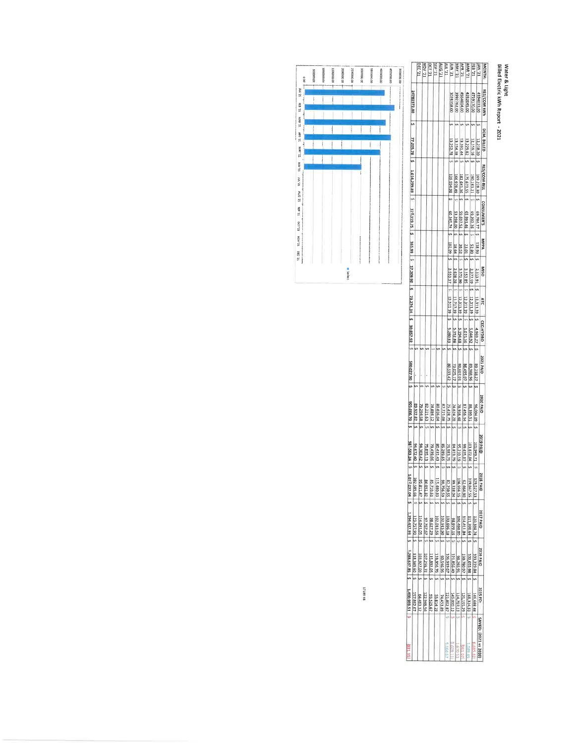# Water & Light
## Billed Electric kWh Report - 2021

| MONTH: | RES/COM kWh | DEM. BILLED | RES/COM BILL | CONSUMER'S | MPPA | MISO | ATC | CECHYDRO | 2021 PAID | 2020 PAID | 2019 PAID | 2018 PAID | 2017 PAID | 2016 PAID | 2015 PD- | SAVED: 2021 vs 2020 |
|---|---|---|---|---|---|---|---|---|---|---|---|---|---|---|---|---|
| JAN '21 | 4196033.00 | $ 12,138.20 | $ 169,228.30 | $ 69,780.77 | $ 138.93 | $ 2,113.91 | $ 12,311.39 | $ 4,969.27 | $ 89,316.27 | $ 96,004.09 | $ 169,949.71 | $ 129,527.53 | $ 120,334.74 | $ 103,229.84 | $ 166,688.48 | $ 6,685.82 |
| FEB '21 | 4791370.00 | $ 12,156.16 | $ 190,151.31 | $ 69,202.78 | $ 52.80 | $ 3,273.57 | $ 12,311.39 | $ 5,048.92 | $ 89,988.96 | $ 88,399.51 | $ 101,672.06 | $ 119,867.55 | $ 111,398.64 | $ 102,655.98 | $ 168,374.33 | $ 1,589.45 |
| MAR '21 | 4282045.00 | $ 13,275.82 | $ 176,873.55 | $ 65,993.46 | $ 23.01 | $ 3,151.85 | $ 12,311.39 | $ 5,015.36 | $ 86,495.07 | $ 87,456.14 | $ 94,395.07 | $ 62,464.90 | $ 111,421.84 | $ 130,780.07 | $ 135,155.29 | $ 961.07 |
| APR '21 | 4564004.00 | $ 13,191.44 | $ 182,641.36 | $ 59,697.52 | $ 39.52 | $ 3,172.90 | $ 12,311.39 | $ 5,394.68 | $ 80,607.01 | $ 78,936.48 | $ 95,110.19 | $ 106,956.15 | $ 106,694.00 | $ 98,365.91 | $ 147,722.13 | $ 1,670.53 |
| MAY '21 | 3992792.00 | $ 13,154.38 | $ 166,978.49 | $ 53,298.00 | $ 18.64 | $ 2,638.28 | $ 11,717.39 | $ 5,352.86 | $ 73,025.17 | $ 74,616.28 | $ 84,813.79 | $ 99,338.04 | $ 98,879.16 | $ 121,858.40 | $ 145,990.13 | $ 1,591.11 |
| JUN '21 | 3078558.00 | $ 13,252.78 | $ 129,594.98 | $ 60,345.74 | $ 102.09 | $ 2,553.37 | $ 12,311.39 | $ 5,280.83 | $ 80,593.42 | $ 75,428.75 | $ 75,983.75 | $ 82,750.55 | $ 103,696.18 | $ 106,919.67 | $ 121,802.87 | $ 5,164.67 |
| JUL '21 | | | | | | | | | $ - | $ 87,721.08 | $ 86,298.65 | $ 90,756.59 | $ 102,915.90 | $ 99,546.96 | $ 74,453.89 | |
| AUG '21 | | | | | | | | | $ - | $ 80,806.04 | $ 80,433.43 | $ 111,498.83 | $ 100,271.56 | $ 118,566.76 | $ 53,619.19 | |
| SEP '21 | | | | | | | | | $ - | $ 74,896.12 | $ 79,426.06 | $ 85,710.61 | $ 98,622.29 | $ 115,092.05 | $ 93,555.67 | |
| OCT '21 | | | | | | | | | $ - | $ 82,221.63 | $ 75,035.13 | $ 84,092.81 | $ 97,767.67 | $ 107,236.71 | $ 122,946.50 | |
| NOV '21 | | | | | | | | | $ - | $ 79,299.58 | $ 94,303.42 | $ 95,811.47 | $ 114,041.05 | $ 103,927.00 | $ 64,483.12 | |
| DEC '21 | | | | | | | | | $ - | $ 89,322.82 | $ 94,672.40 | $ 102,585.66 | $ 123,727.90 | $ 118,349.50 | $ 157,802.67 | |
| | 24789372.00 | $ 77,205.78 | $ 1,014,299.89 | $ 378,319.25 | $ 365.99 | $ 17,209.90 | $ 73,274.34 | $ 30,857.92 | $ 500,027.90 | $ 955,006.70 | $ 988,563.24 | $ 1,071,237.04 | $ 1,296,437.93 | $ 1,288,687.85 | $ 1,400,909.51 | $ 831.35 |

17189.48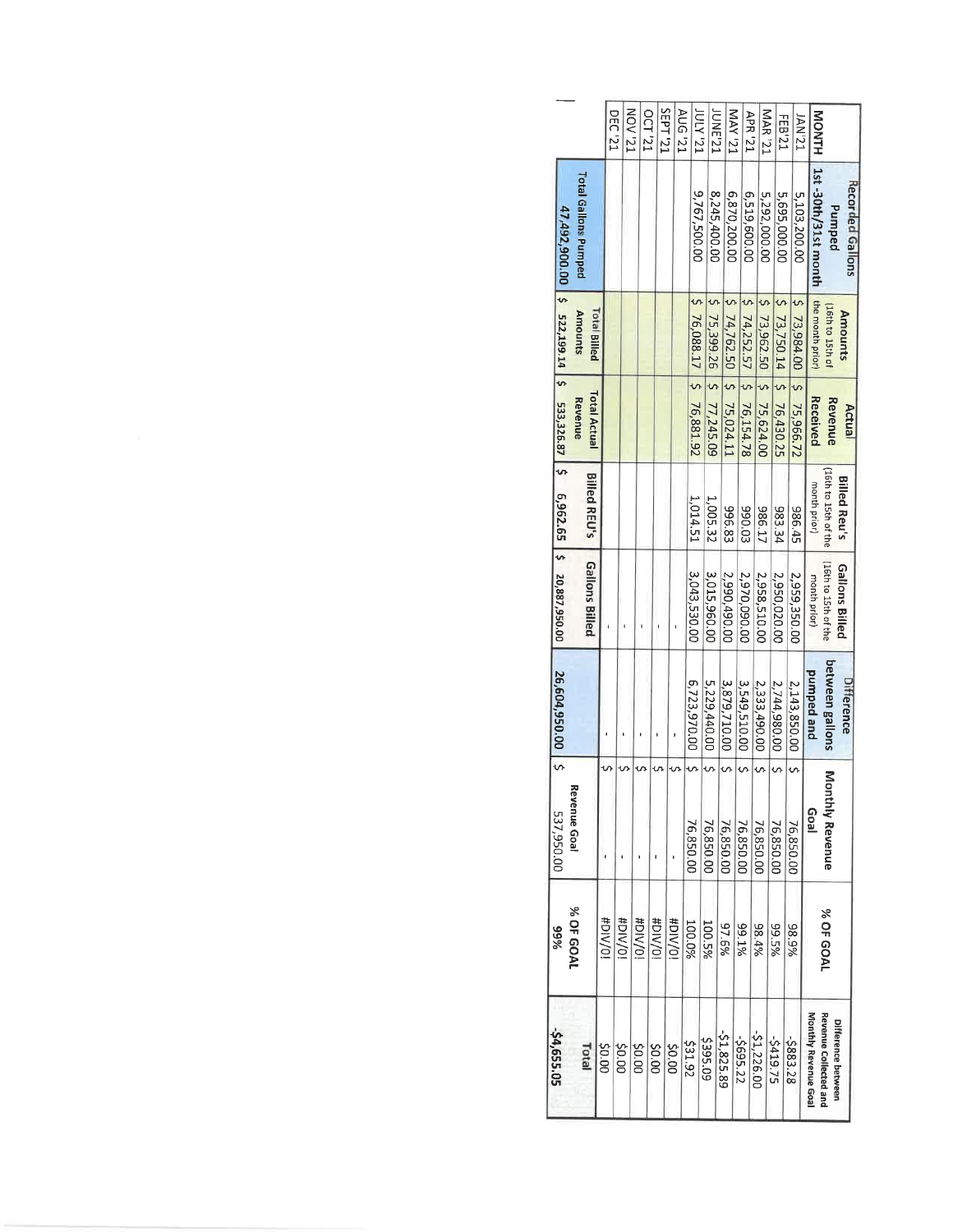| MONTH | Recorded Gallons Pumped 1st -30th/31st month | Amounts (16th to 15th of the month prior) | Actual Revenue Received | Billed Reu's (16th to 15th of the month prior) | Gallons Billed (16th to 15th of the month prior) | Difference between gallons pumped and | Monthly Revenue Goal | % OF GOAL | Difference between Revenue Collected and Monthly Revenue Goal |
|---|---|---|---|---|---|---|---|---|---|
| JAN'21 | 5,103,200.00 | $ 73,984.00 | $ 75,966.72 | 986.45 | 2,959,350.00 | 2,143,850.00 | $ 76,850.00 | 98.9% | -$883.28 |
| FEB'21 | 5,695,000.00 | $ 73,750.14 | $ 76,430.25 | 983.34 | 2,950,020.00 | 2,744,980.00 | $ 76,850.00 | 99.5% | -$419.75 |
| MAR '21 | 5,292,000.00 | $ 73,962.50 | $ 75,624.00 | 986.17 | 2,958,510.00 | 2,333,490.00 | $ 76,850.00 | 98.4% | -$1,226.00 |
| APR '21 | 6,519,600.00 | $ 74,252.57 | $ 76,154.78 | 990.03 | 2,970,090.00 | 3,549,510.00 | $ 76,850.00 | 99.1% | -$695.22 |
| MAY '21 | 6,870,200.00 | $ 74,762.50 | $ 75,024.11 | 996.83 | 2,990,490.00 | 3,879,710.00 | $ 76,850.00 | 97.6% | -$1,825.89 |
| JUNE'21 | 8,245,400.00 | $ 75,399.26 | $ 77,245.09 | 1,005.32 | 3,015,960.00 | 5,229,440.00 | $ 76,850.00 | 100.5% | $395.09 |
| JULY 21 | 9,767,500.00 | $ 76,088.17 | $ 76,881.92 | 1,014.51 | 3,043,530.00 | 6,723,970.00 | $ 76,850.00 | 100.0% | $31.92 |
| AUG '21 | | | | | - | - | $ - | #DIV/0! | $0.00 |
| SEPT '21 | | | | | - | - | $ - | #DIV/0! | $0.00 |
| OCT '21 | | | | | - | - | $ - | #DIV/0! | $0.00 |
| NOV 21 | | | | | - | - | $ - | #DIV/0! | $0.00 |
| DEC '21 | | | | | - | - | $ - | #DIV/0! | $0.00 |
| | Total Gallons Pumped 47,492,900.00 | Total Billed Amounts $ 522,199.14 | Total Actual Revenue $ 533,326.87 | Billed REU's $ 6,962.65 | Gallons Billed $ 20,887,950.00 | 26,604,950.00 | Revenue Goal $ 537,950.00 | % OF GOAL 99% | Total -$4,655.05 |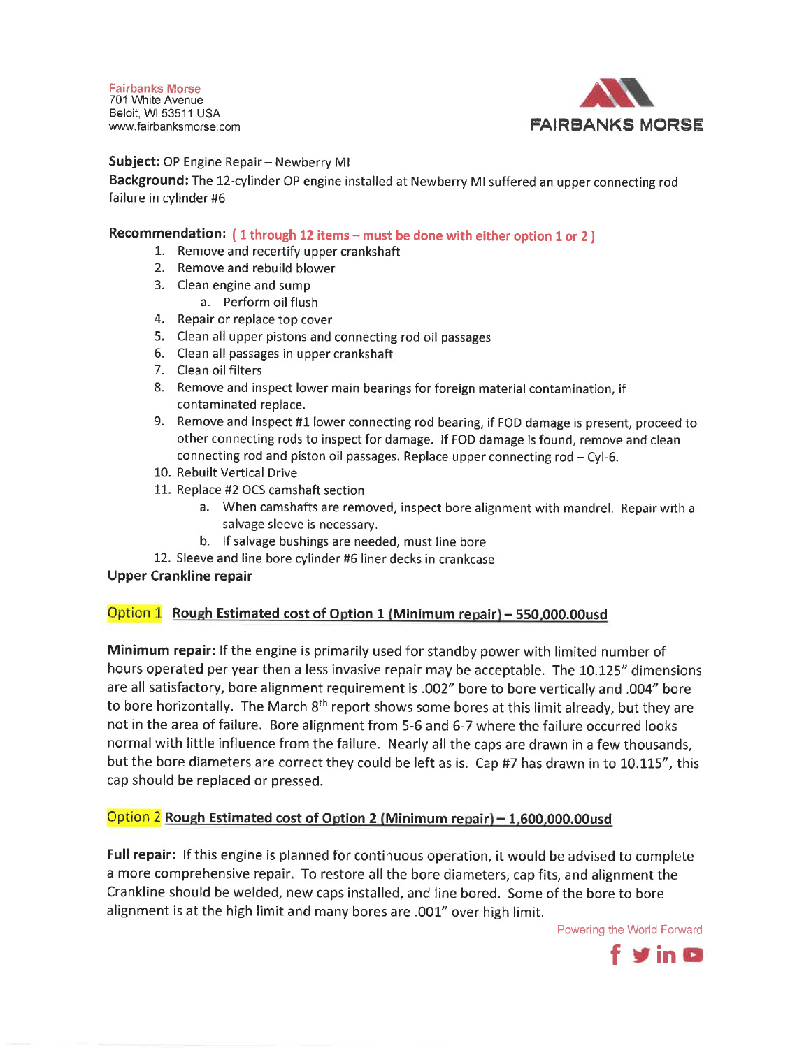Fairbanks Morse
701 White Avenue
Beloit, WI 53511 USA
www.fairbanksmorse.com

FAIRBANKS MORSE

**Subject:** OP Engine Repair – Newberry MI

**Background:** The 12-cylinder OP engine installed at Newberry MI suffered an upper connecting rod failure in cylinder #6

**Recommendation:** **( 1 through 12 items – must be done with either option 1 or 2 )**

1. Remove and recertify upper crankshaft
2. Remove and rebuild blower
3. Clean engine and sump
   a. Perform oil flush
4. Repair or replace top cover
5. Clean all upper pistons and connecting rod oil passages
6. Clean all passages in upper crankshaft
7. Clean oil filters
8. Remove and inspect lower main bearings for foreign material contamination, if contaminated replace.
9. Remove and inspect #1 lower connecting rod bearing, if FOD damage is present, proceed to other connecting rods to inspect for damage. If FOD damage is found, remove and clean connecting rod and piston oil passages. Replace upper connecting rod – Cyl-6.
10. Rebuilt Vertical Drive
11. Replace #2 OCS camshaft section
    a. When camshafts are removed, inspect bore alignment with mandrel. Repair with a salvage sleeve is necessary.
    b. If salvage bushings are needed, must line bore
12. Sleeve and line bore cylinder #6 liner decks in crankcase

**Upper Crankline repair**

**Option 1** **Rough Estimated cost of Option 1 (Minimum repair) – 550,000.00usd**

**Minimum repair:** If the engine is primarily used for standby power with limited number of hours operated per year then a less invasive repair may be acceptable. The 10.125" dimensions are all satisfactory, bore alignment requirement is .002" bore to bore vertically and .004" bore to bore horizontally. The March 8th report shows some bores at this limit already, but they are not in the area of failure. Bore alignment from 5-6 and 6-7 where the failure occurred looks normal with little influence from the failure. Nearly all the caps are drawn in a few thousands, but the bore diameters are correct they could be left as is. Cap #7 has drawn in to 10.115", this cap should be replaced or pressed.

**Option 2** **Rough Estimated cost of Option 2 (Minimum repair) – 1,600,000.00usd**

**Full repair:** If this engine is planned for continuous operation, it would be advised to complete a more comprehensive repair. To restore all the bore diameters, cap fits, and alignment the Crankline should be welded, new caps installed, and line bored. Some of the bore to bore alignment is at the high limit and many bores are .001" over high limit.

Powering the World Forward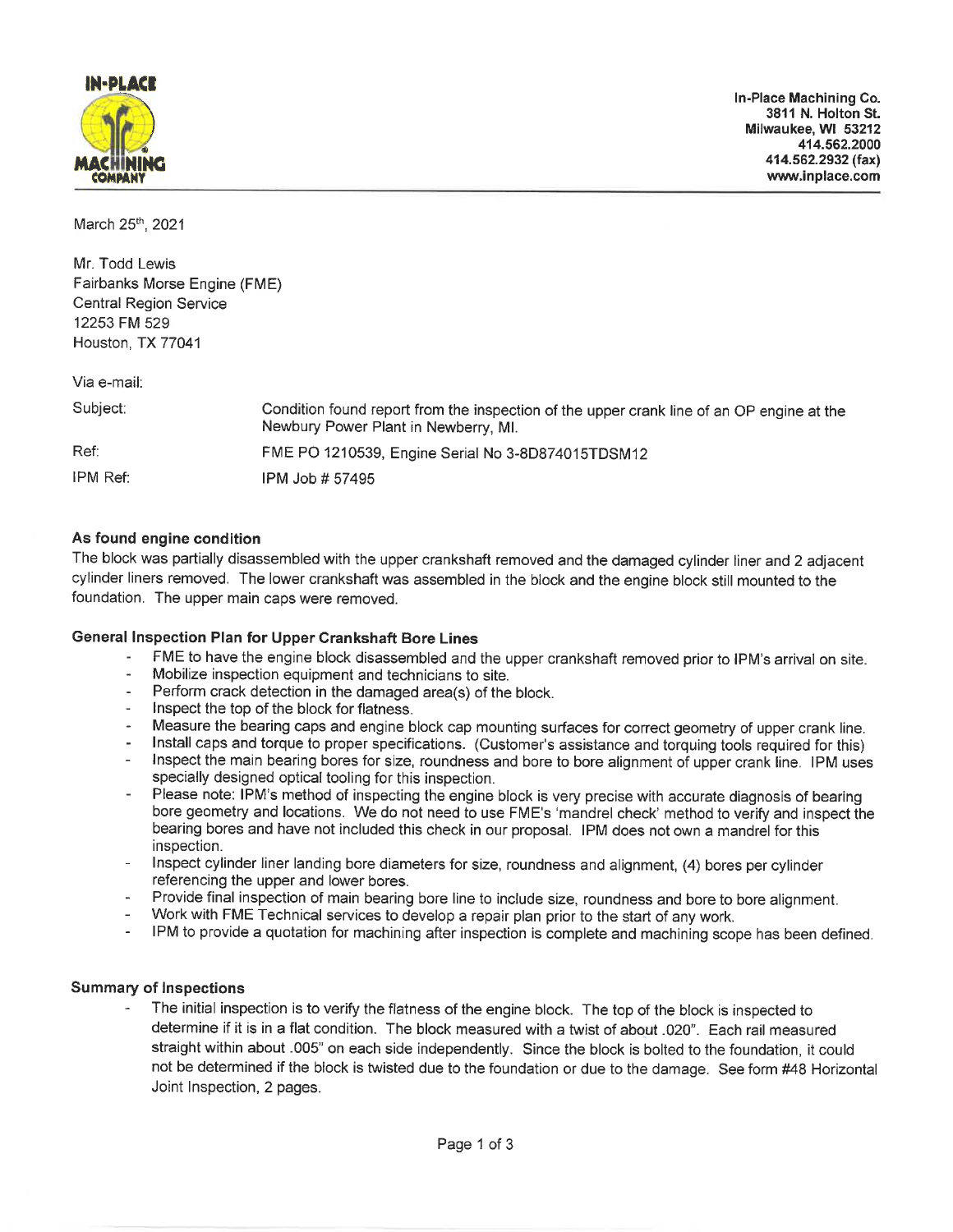**In-Place Machining Co.**
**3811 N. Holton St.**
**Milwaukee, WI 53212**
**414.562.2000**
**414.562.2932 (fax)**
**www.inplace.com**

March 25th, 2021

Mr. Todd Lewis
Fairbanks Morse Engine (FME)
Central Region Service
12253 FM 529
Houston, TX 77041

Via e-mail:

Subject: Condition found report from the inspection of the upper crank line of an OP engine at the Newbury Power Plant in Newberry, MI.

Ref: FME PO 1210539, Engine Serial No 3-8D874015TDSM12

IPM Ref: IPM Job # 57495

### As found engine condition

The block was partially disassembled with the upper crankshaft removed and the damaged cylinder liner and 2 adjacent cylinder liners removed. The lower crankshaft was assembled in the block and the engine block still mounted to the foundation. The upper main caps were removed.

### General Inspection Plan for Upper Crankshaft Bore Lines

- FME to have the engine block disassembled and the upper crankshaft removed prior to IPM's arrival on site.
- Mobilize inspection equipment and technicians to site.
- Perform crack detection in the damaged area(s) of the block.
- Inspect the top of the block for flatness.
- Measure the bearing caps and engine block cap mounting surfaces for correct geometry of upper crank line.
- Install caps and torque to proper specifications. (Customer's assistance and torquing tools required for this)
- Inspect the main bearing bores for size, roundness and bore to bore alignment of upper crank line. IPM uses specially designed optical tooling for this inspection.
- Please note: IPM's method of inspecting the engine block is very precise with accurate diagnosis of bearing bore geometry and locations. We do not need to use FME's 'mandrel check' method to verify and inspect the bearing bores and have not included this check in our proposal. IPM does not own a mandrel for this inspection.
- Inspect cylinder liner landing bore diameters for size, roundness and alignment, (4) bores per cylinder referencing the upper and lower bores.
- Provide final inspection of main bearing bore line to include size, roundness and bore to bore alignment.
- Work with FME Technical services to develop a repair plan prior to the start of any work.
- IPM to provide a quotation for machining after inspection is complete and machining scope has been defined.

### Summary of Inspections

- The initial inspection is to verify the flatness of the engine block. The top of the block is inspected to determine if it is in a flat condition. The block measured with a twist of about .020". Each rail measured straight within about .005" on each side independently. Since the block is bolted to the foundation, it could not be determined if the block is twisted due to the foundation or due to the damage. See form #48 Horizontal Joint Inspection, 2 pages.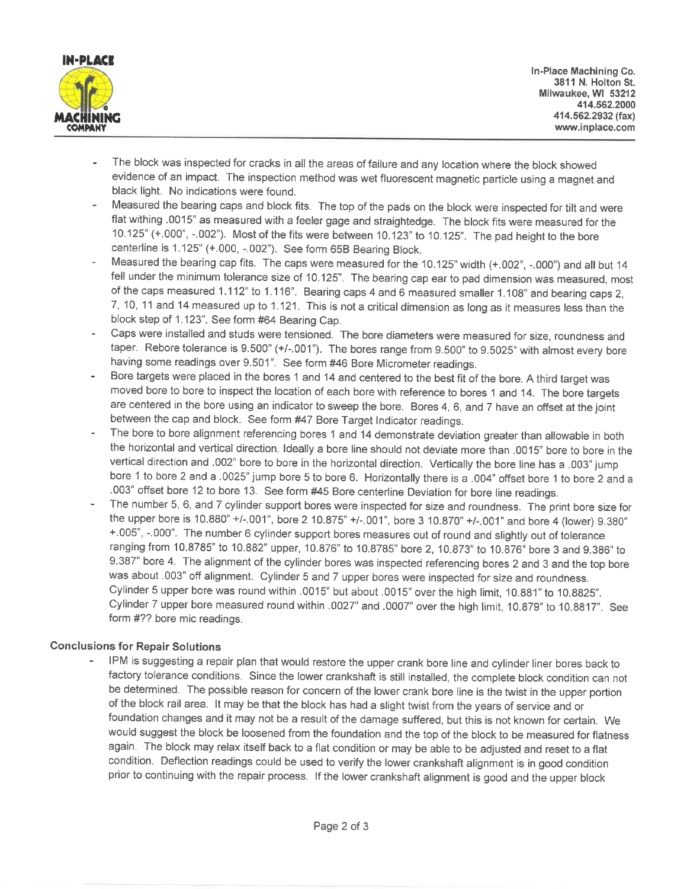- The block was inspected for cracks in all the areas of failure and any location where the block showed evidence of an impact. The inspection method was wet fluorescent magnetic particle using a magnet and black light. No indications were found.
- Measured the bearing caps and block fits. The top of the pads on the block were inspected for tilt and were flat withing .0015" as measured with a feeler gage and straightedge. The block fits were measured for the 10.125" (+.000", -.002"). Most of the fits were between 10.123" to 10.125". The pad height to the bore centerline is 1.125" (+.000, -.002"). See form 65B Bearing Block.
- Measured the bearing cap fits. The caps were measured for the 10.125" width (+.002", -.000") and all but 14 fell under the minimum tolerance size of 10.125". The bearing cap ear to pad dimension was measured, most of the caps measured 1.112" to 1.116". Bearing caps 4 and 6 measured smaller 1.108" and bearing caps 2, 7, 10, 11 and 14 measured up to 1.121. This is not a critical dimension as long as it measures less than the block step of 1.123". See form #64 Bearing Cap.
- Caps were installed and studs were tensioned. The bore diameters were measured for size, roundness and taper. Rebore tolerance is 9.500" (+/-.001"). The bores range from 9.500" to 9.5025" with almost every bore having some readings over 9.501". See form #46 Bore Micrometer readings.
- Bore targets were placed in the bores 1 and 14 and centered to the best fit of the bore. A third target was moved bore to bore to inspect the location of each bore with reference to bores 1 and 14. The bore targets are centered in the bore using an indicator to sweep the bore. Bores 4, 6, and 7 have an offset at the joint between the cap and block. See form #47 Bore Target Indicator readings.
- The bore to bore alignment referencing bores 1 and 14 demonstrate deviation greater than allowable in both the horizontal and vertical direction. Ideally a bore line should not deviate more than .0015" bore to bore in the vertical direction and .002" bore to bore in the horizontal direction. Vertically the bore line has a .003" jump bore 1 to bore 2 and a .0025" jump bore 5 to bore 6. Horizontally there is a .004" offset bore 1 to bore 2 and a .003" offset bore 12 to bore 13. See form #45 Bore centerline Deviation for bore line readings.
- The number 5, 6, and 7 cylinder support bores were inspected for size and roundness. The print bore size for the upper bore is 10.880" +/-.001", bore 2 10.875" +/-.001", bore 3 10.870" +/-.001" and bore 4 (lower) 9.380" +.005", -.000". The number 6 cylinder support bores measures out of round and slightly out of tolerance ranging from 10.8785" to 10.882" upper, 10.876" to 10.8785" bore 2, 10.873" to 10.876" bore 3 and 9.386" to 9.387" bore 4. The alignment of the cylinder bores was inspected referencing bores 2 and 3 and the top bore was about .003" off alignment. Cylinder 5 and 7 upper bores were inspected for size and roundness. Cylinder 5 upper bore was round within .0015" but about .0015" over the high limit, 10.881" to 10.8825". Cylinder 7 upper bore measured round within .0027" and .0007" over the high limit, 10.879" to 10.8817". See form #?? bore mic readings.

### Conclusions for Repair Solutions

- IPM is suggesting a repair plan that would restore the upper crank bore line and cylinder liner bores back to factory tolerance conditions. Since the lower crankshaft is still installed, the complete block condition can not be determined. The possible reason for concern of the lower crank bore line is the twist in the upper portion of the block rail area. It may be that the block has had a slight twist from the years of service and or foundation changes and it may not be a result of the damage suffered, but this is not known for certain. We would suggest the block be loosened from the foundation and the top of the block to be measured for flatness again. The block may relax itself back to a flat condition or may be able to be adjusted and reset to a flat condition. Deflection readings could be used to verify the lower crankshaft alignment is in good condition prior to continuing with the repair process. If the lower crankshaft alignment is good and the upper block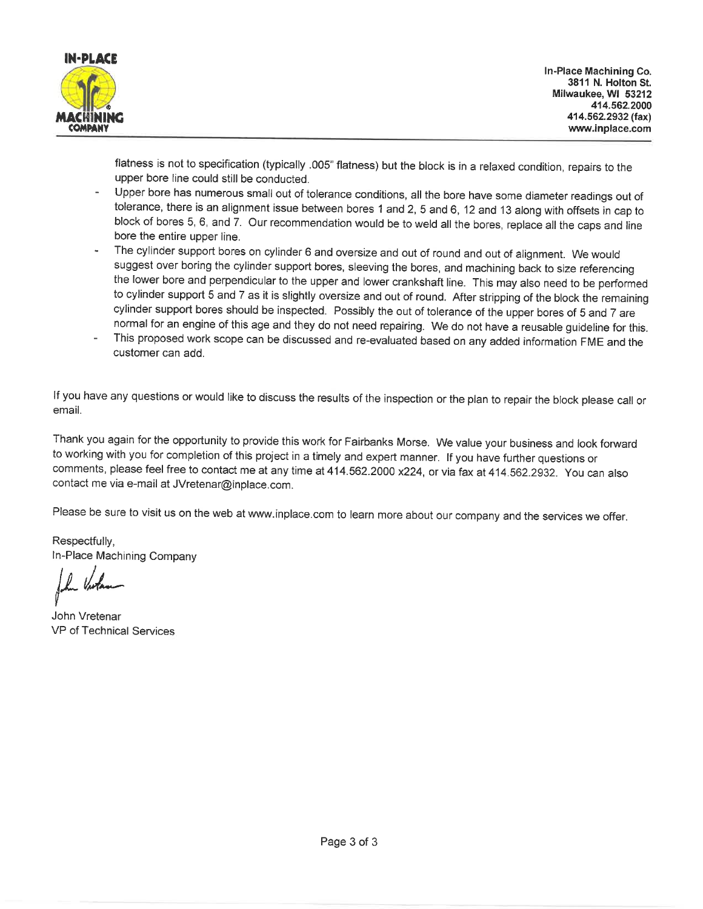IN-PLACE MACHINING COMPANY

In-Place Machining Co.
3811 N. Holton St.
Milwaukee, WI 53212
414.562.2000
414.562.2932 (fax)
www.inplace.com

flatness is not to specification (typically .005" flatness) but the block is in a relaxed condition, repairs to the upper bore line could still be conducted.

- Upper bore has numerous small out of tolerance conditions, all the bore have some diameter readings out of tolerance, there is an alignment issue between bores 1 and 2, 5 and 6, 12 and 13 along with offsets in cap to block of bores 5, 6, and 7. Our recommendation would be to weld all the bores, replace all the caps and line bore the entire upper line.
- The cylinder support bores on cylinder 6 and oversize and out of round and out of alignment. We would suggest over boring the cylinder support bores, sleeving the bores, and machining back to size referencing the lower bore and perpendicular to the upper and lower crankshaft line. This may also need to be performed to cylinder support 5 and 7 as it is slightly oversize and out of round. After stripping of the block the remaining cylinder support bores should be inspected. Possibly the out of tolerance of the upper bores of 5 and 7 are normal for an engine of this age and they do not need repairing. We do not have a reusable guideline for this.
- This proposed work scope can be discussed and re-evaluated based on any added information FME and the customer can add.

If you have any questions or would like to discuss the results of the inspection or the plan to repair the block please call or email.

Thank you again for the opportunity to provide this work for Fairbanks Morse. We value your business and look forward to working with you for completion of this project in a timely and expert manner. If you have further questions or comments, please feel free to contact me at any time at 414.562.2000 x224, or via fax at 414.562.2932. You can also contact me via e-mail at JVretenar@inplace.com.

Please be sure to visit us on the web at www.inplace.com to learn more about our company and the services we offer.

Respectfully,
In-Place Machining Company

John Vretenar
VP of Technical Services